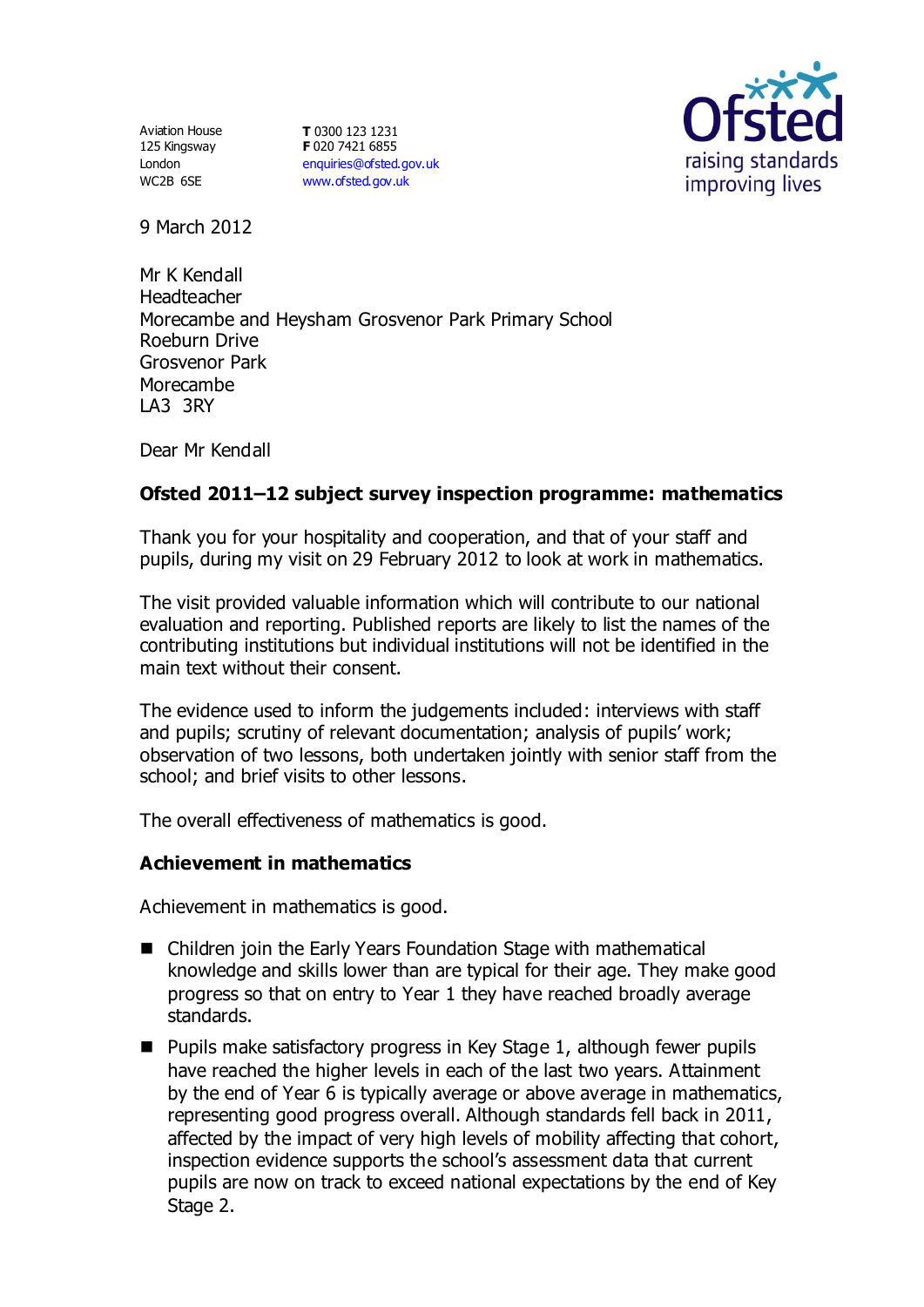Aviation House
125 Kingsway
London
WC2B 6SE

**T** 0300 123 1231
**F** 020 7421 6855
enquiries@ofsted.gov.uk
www.ofsted.gov.uk

9 March 2012

Mr K Kendall
Headteacher
Morecambe and Heysham Grosvenor Park Primary School
Roeburn Drive
Grosvenor Park
Morecambe
LA3 3RY

Dear Mr Kendall

**Ofsted 2011–12 subject survey inspection programme: mathematics**

Thank you for your hospitality and cooperation, and that of your staff and pupils, during my visit on 29 February 2012 to look at work in mathematics.

The visit provided valuable information which will contribute to our national evaluation and reporting. Published reports are likely to list the names of the contributing institutions but individual institutions will not be identified in the main text without their consent.

The evidence used to inform the judgements included: interviews with staff and pupils; scrutiny of relevant documentation; analysis of pupils' work; observation of two lessons, both undertaken jointly with senior staff from the school; and brief visits to other lessons.

The overall effectiveness of mathematics is good.

**Achievement in mathematics**

Achievement in mathematics is good.

- Children join the Early Years Foundation Stage with mathematical knowledge and skills lower than are typical for their age. They make good progress so that on entry to Year 1 they have reached broadly average standards.
- Pupils make satisfactory progress in Key Stage 1, although fewer pupils have reached the higher levels in each of the last two years. Attainment by the end of Year 6 is typically average or above average in mathematics, representing good progress overall. Although standards fell back in 2011, affected by the impact of very high levels of mobility affecting that cohort, inspection evidence supports the school's assessment data that current pupils are now on track to exceed national expectations by the end of Key Stage 2.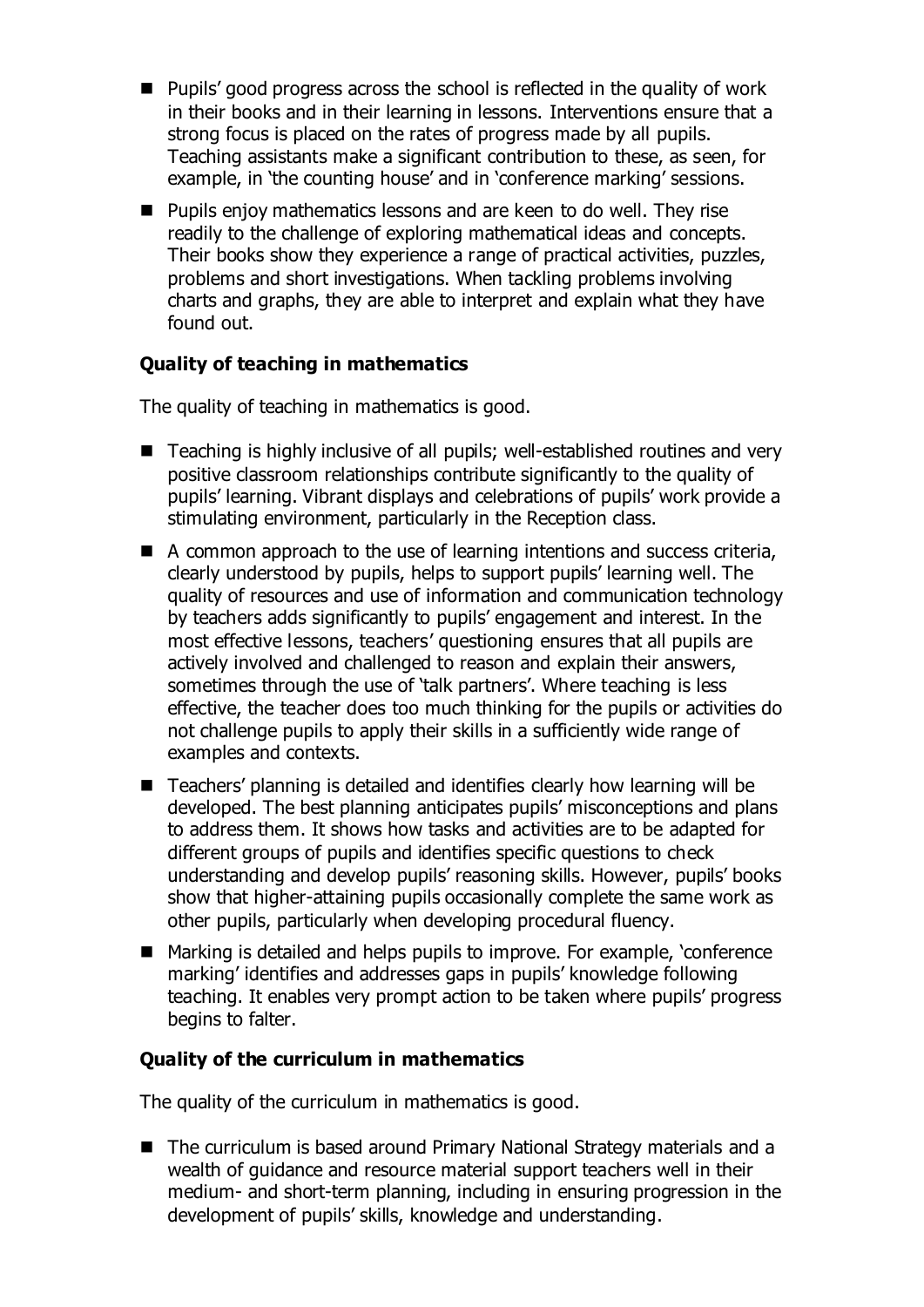- Pupils' good progress across the school is reflected in the quality of work in their books and in their learning in lessons. Interventions ensure that a strong focus is placed on the rates of progress made by all pupils. Teaching assistants make a significant contribution to these, as seen, for example, in 'the counting house' and in 'conference marking' sessions.
- Pupils enjoy mathematics lessons and are keen to do well. They rise readily to the challenge of exploring mathematical ideas and concepts. Their books show they experience a range of practical activities, puzzles, problems and short investigations. When tackling problems involving charts and graphs, they are able to interpret and explain what they have found out.

**Quality of teaching in mathematics**

The quality of teaching in mathematics is good.

- Teaching is highly inclusive of all pupils; well-established routines and very positive classroom relationships contribute significantly to the quality of pupils' learning. Vibrant displays and celebrations of pupils' work provide a stimulating environment, particularly in the Reception class.
- A common approach to the use of learning intentions and success criteria, clearly understood by pupils, helps to support pupils' learning well. The quality of resources and use of information and communication technology by teachers adds significantly to pupils' engagement and interest. In the most effective lessons, teachers' questioning ensures that all pupils are actively involved and challenged to reason and explain their answers, sometimes through the use of 'talk partners'. Where teaching is less effective, the teacher does too much thinking for the pupils or activities do not challenge pupils to apply their skills in a sufficiently wide range of examples and contexts.
- Teachers' planning is detailed and identifies clearly how learning will be developed. The best planning anticipates pupils' misconceptions and plans to address them. It shows how tasks and activities are to be adapted for different groups of pupils and identifies specific questions to check understanding and develop pupils' reasoning skills. However, pupils' books show that higher-attaining pupils occasionally complete the same work as other pupils, particularly when developing procedural fluency.
- Marking is detailed and helps pupils to improve. For example, 'conference marking' identifies and addresses gaps in pupils' knowledge following teaching. It enables very prompt action to be taken where pupils' progress begins to falter.

**Quality of the curriculum in mathematics**

The quality of the curriculum in mathematics is good.

- The curriculum is based around Primary National Strategy materials and a wealth of guidance and resource material support teachers well in their medium- and short-term planning, including in ensuring progression in the development of pupils' skills, knowledge and understanding.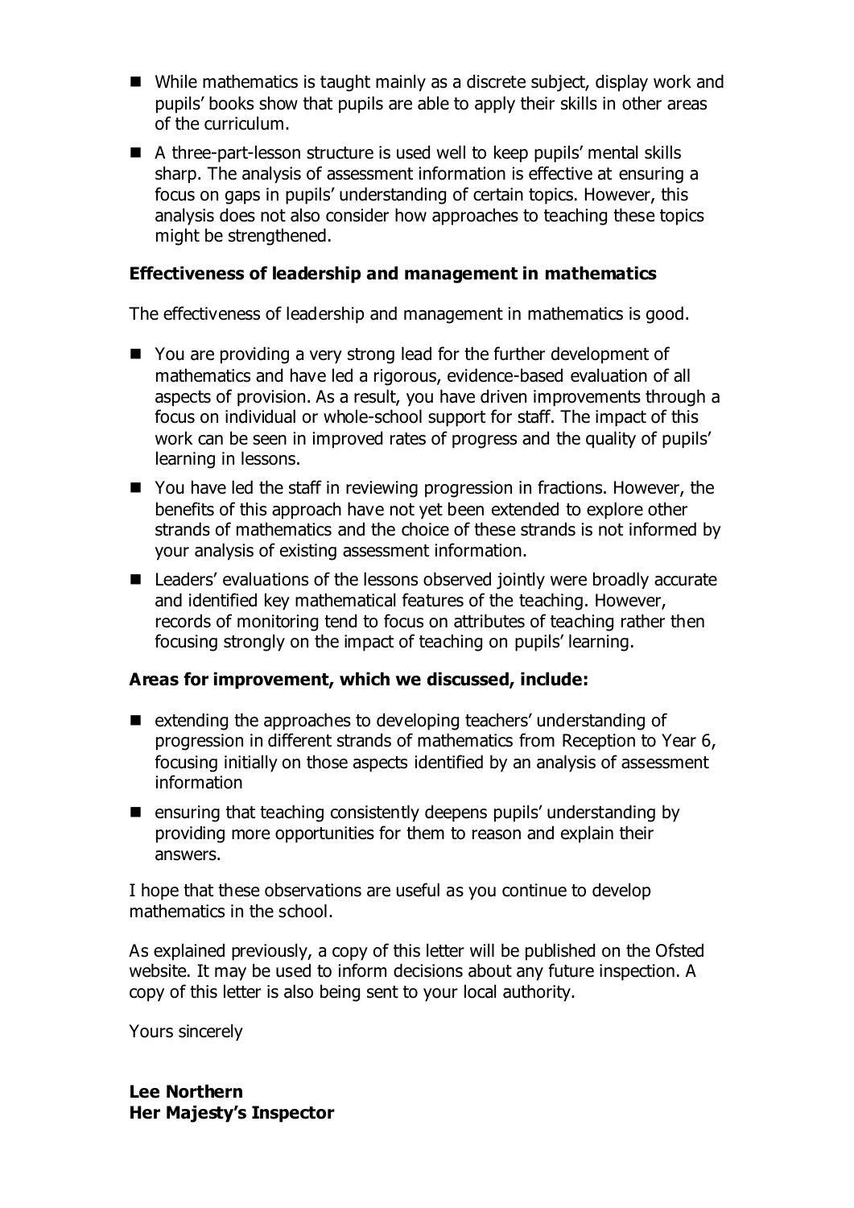- While mathematics is taught mainly as a discrete subject, display work and pupils' books show that pupils are able to apply their skills in other areas of the curriculum.
- A three-part-lesson structure is used well to keep pupils' mental skills sharp. The analysis of assessment information is effective at ensuring a focus on gaps in pupils' understanding of certain topics. However, this analysis does not also consider how approaches to teaching these topics might be strengthened.

**Effectiveness of leadership and management in mathematics**

The effectiveness of leadership and management in mathematics is good.

- You are providing a very strong lead for the further development of mathematics and have led a rigorous, evidence-based evaluation of all aspects of provision. As a result, you have driven improvements through a focus on individual or whole-school support for staff. The impact of this work can be seen in improved rates of progress and the quality of pupils' learning in lessons.
- You have led the staff in reviewing progression in fractions. However, the benefits of this approach have not yet been extended to explore other strands of mathematics and the choice of these strands is not informed by your analysis of existing assessment information.
- Leaders' evaluations of the lessons observed jointly were broadly accurate and identified key mathematical features of the teaching. However, records of monitoring tend to focus on attributes of teaching rather then focusing strongly on the impact of teaching on pupils' learning.

**Areas for improvement, which we discussed, include:**

- extending the approaches to developing teachers' understanding of progression in different strands of mathematics from Reception to Year 6, focusing initially on those aspects identified by an analysis of assessment information
- ensuring that teaching consistently deepens pupils' understanding by providing more opportunities for them to reason and explain their answers.

I hope that these observations are useful as you continue to develop mathematics in the school.

As explained previously, a copy of this letter will be published on the Ofsted website. It may be used to inform decisions about any future inspection. A copy of this letter is also being sent to your local authority.

Yours sincerely

**Lee Northern**
**Her Majesty's Inspector**